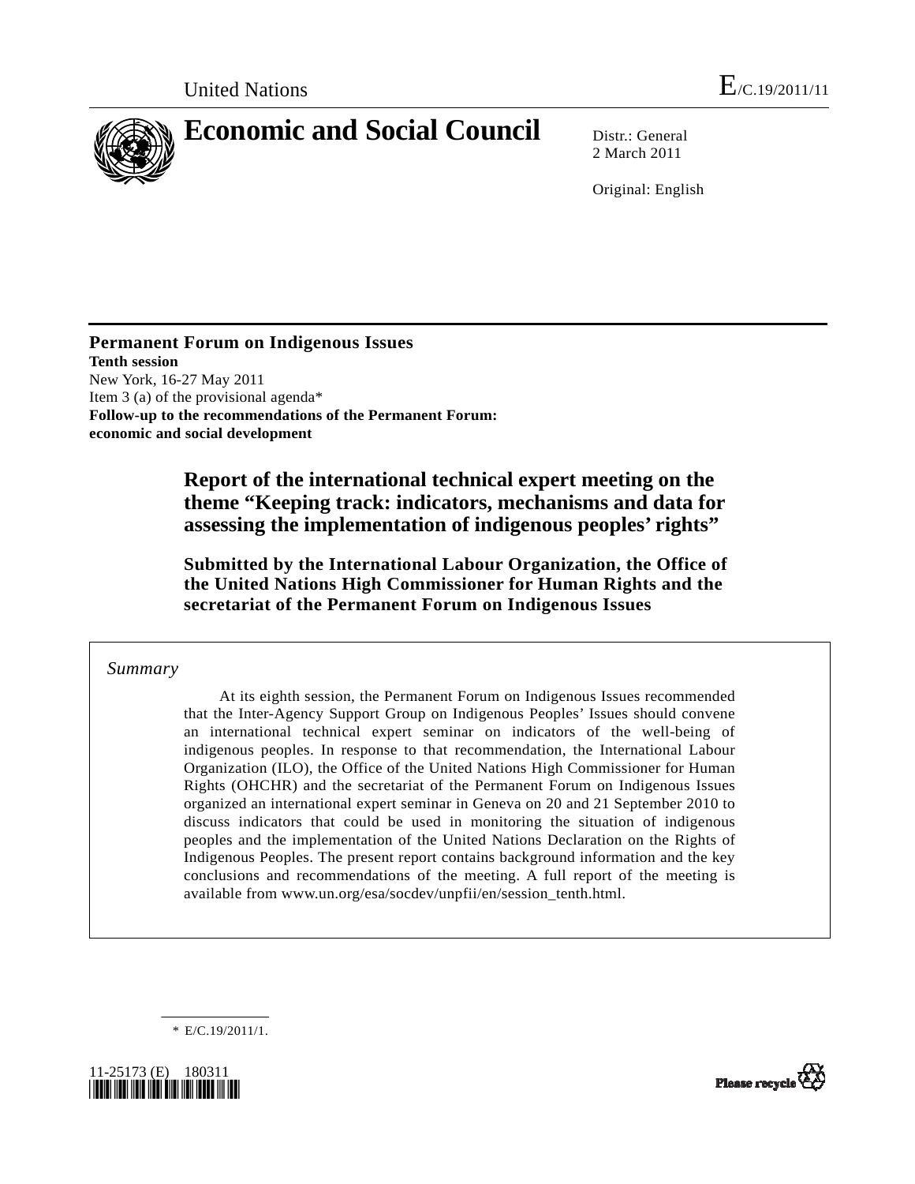United Nations E/C.19/2011/11

# Economic and Social Council

Distr.: General
2 March 2011

Original: English

**Permanent Forum on Indigenous Issues**
**Tenth session**
New York, 16-27 May 2011
Item 3 (a) of the provisional agenda*
**Follow-up to the recommendations of the Permanent Forum: economic and social development**

## Report of the international technical expert meeting on the theme "Keeping track: indicators, mechanisms and data for assessing the implementation of indigenous peoples' rights"

### Submitted by the International Labour Organization, the Office of the United Nations High Commissioner for Human Rights and the secretariat of the Permanent Forum on Indigenous Issues

*Summary*

At its eighth session, the Permanent Forum on Indigenous Issues recommended that the Inter-Agency Support Group on Indigenous Peoples' Issues should convene an international technical expert seminar on indicators of the well-being of indigenous peoples. In response to that recommendation, the International Labour Organization (ILO), the Office of the United Nations High Commissioner for Human Rights (OHCHR) and the secretariat of the Permanent Forum on Indigenous Issues organized an international expert seminar in Geneva on 20 and 21 September 2010 to discuss indicators that could be used in monitoring the situation of indigenous peoples and the implementation of the United Nations Declaration on the Rights of Indigenous Peoples. The present report contains background information and the key conclusions and recommendations of the meeting. A full report of the meeting is available from www.un.org/esa/socdev/unpfii/en/session_tenth.html.

\* E/C.19/2011/1.

11-25173 (E) 180311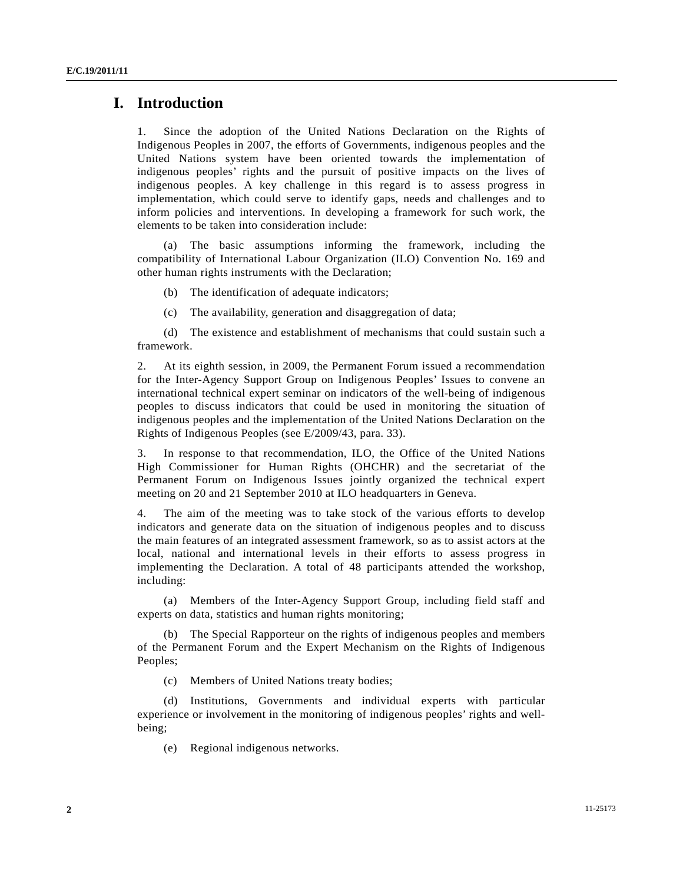# I. Introduction

1. Since the adoption of the United Nations Declaration on the Rights of Indigenous Peoples in 2007, the efforts of Governments, indigenous peoples and the United Nations system have been oriented towards the implementation of indigenous peoples' rights and the pursuit of positive impacts on the lives of indigenous peoples. A key challenge in this regard is to assess progress in implementation, which could serve to identify gaps, needs and challenges and to inform policies and interventions. In developing a framework for such work, the elements to be taken into consideration include:

(a) The basic assumptions informing the framework, including the compatibility of International Labour Organization (ILO) Convention No. 169 and other human rights instruments with the Declaration;

(b) The identification of adequate indicators;

(c) The availability, generation and disaggregation of data;

(d) The existence and establishment of mechanisms that could sustain such a framework.

2. At its eighth session, in 2009, the Permanent Forum issued a recommendation for the Inter-Agency Support Group on Indigenous Peoples' Issues to convene an international technical expert seminar on indicators of the well-being of indigenous peoples to discuss indicators that could be used in monitoring the situation of indigenous peoples and the implementation of the United Nations Declaration on the Rights of Indigenous Peoples (see E/2009/43, para. 33).

3. In response to that recommendation, ILO, the Office of the United Nations High Commissioner for Human Rights (OHCHR) and the secretariat of the Permanent Forum on Indigenous Issues jointly organized the technical expert meeting on 20 and 21 September 2010 at ILO headquarters in Geneva.

4. The aim of the meeting was to take stock of the various efforts to develop indicators and generate data on the situation of indigenous peoples and to discuss the main features of an integrated assessment framework, so as to assist actors at the local, national and international levels in their efforts to assess progress in implementing the Declaration. A total of 48 participants attended the workshop, including:

(a) Members of the Inter-Agency Support Group, including field staff and experts on data, statistics and human rights monitoring;

(b) The Special Rapporteur on the rights of indigenous peoples and members of the Permanent Forum and the Expert Mechanism on the Rights of Indigenous Peoples;

(c) Members of United Nations treaty bodies;

(d) Institutions, Governments and individual experts with particular experience or involvement in the monitoring of indigenous peoples' rights and well-being;

(e) Regional indigenous networks.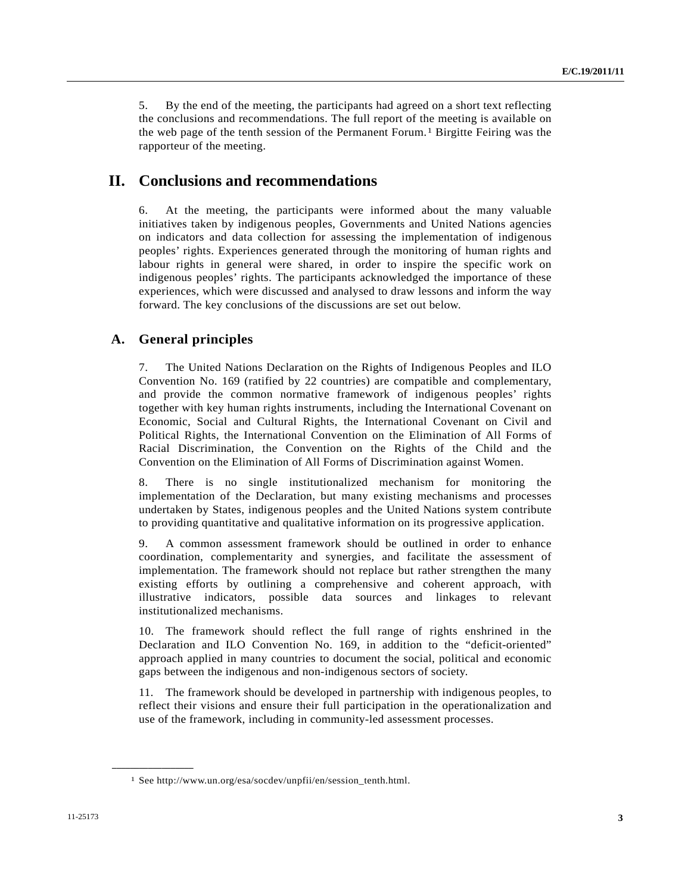5. By the end of the meeting, the participants had agreed on a short text reflecting the conclusions and recommendations. The full report of the meeting is available on the web page of the tenth session of the Permanent Forum.[1] Birgitte Feiring was the rapporteur of the meeting.

# II. Conclusions and recommendations

6. At the meeting, the participants were informed about the many valuable initiatives taken by indigenous peoples, Governments and United Nations agencies on indicators and data collection for assessing the implementation of indigenous peoples' rights. Experiences generated through the monitoring of human rights and labour rights in general were shared, in order to inspire the specific work on indigenous peoples' rights. The participants acknowledged the importance of these experiences, which were discussed and analysed to draw lessons and inform the way forward. The key conclusions of the discussions are set out below.

## A. General principles

7. The United Nations Declaration on the Rights of Indigenous Peoples and ILO Convention No. 169 (ratified by 22 countries) are compatible and complementary, and provide the common normative framework of indigenous peoples' rights together with key human rights instruments, including the International Covenant on Economic, Social and Cultural Rights, the International Covenant on Civil and Political Rights, the International Convention on the Elimination of All Forms of Racial Discrimination, the Convention on the Rights of the Child and the Convention on the Elimination of All Forms of Discrimination against Women.

8. There is no single institutionalized mechanism for monitoring the implementation of the Declaration, but many existing mechanisms and processes undertaken by States, indigenous peoples and the United Nations system contribute to providing quantitative and qualitative information on its progressive application.

9. A common assessment framework should be outlined in order to enhance coordination, complementarity and synergies, and facilitate the assessment of implementation. The framework should not replace but rather strengthen the many existing efforts by outlining a comprehensive and coherent approach, with illustrative indicators, possible data sources and linkages to relevant institutionalized mechanisms.

10. The framework should reflect the full range of rights enshrined in the Declaration and ILO Convention No. 169, in addition to the "deficit-oriented" approach applied in many countries to document the social, political and economic gaps between the indigenous and non-indigenous sectors of society.

11. The framework should be developed in partnership with indigenous peoples, to reflect their visions and ensure their full participation in the operationalization and use of the framework, including in community-led assessment processes.

---

[1] See http://www.un.org/esa/socdev/unpfii/en/session_tenth.html.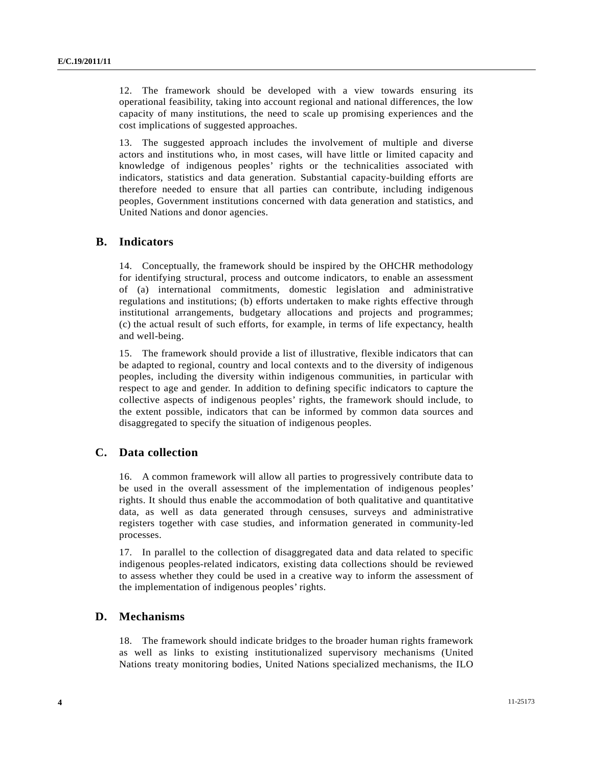12. The framework should be developed with a view towards ensuring its operational feasibility, taking into account regional and national differences, the low capacity of many institutions, the need to scale up promising experiences and the cost implications of suggested approaches.

13. The suggested approach includes the involvement of multiple and diverse actors and institutions who, in most cases, will have little or limited capacity and knowledge of indigenous peoples' rights or the technicalities associated with indicators, statistics and data generation. Substantial capacity-building efforts are therefore needed to ensure that all parties can contribute, including indigenous peoples, Government institutions concerned with data generation and statistics, and United Nations and donor agencies.

## B. Indicators

14. Conceptually, the framework should be inspired by the OHCHR methodology for identifying structural, process and outcome indicators, to enable an assessment of (a) international commitments, domestic legislation and administrative regulations and institutions; (b) efforts undertaken to make rights effective through institutional arrangements, budgetary allocations and projects and programmes; (c) the actual result of such efforts, for example, in terms of life expectancy, health and well-being.

15. The framework should provide a list of illustrative, flexible indicators that can be adapted to regional, country and local contexts and to the diversity of indigenous peoples, including the diversity within indigenous communities, in particular with respect to age and gender. In addition to defining specific indicators to capture the collective aspects of indigenous peoples' rights, the framework should include, to the extent possible, indicators that can be informed by common data sources and disaggregated to specify the situation of indigenous peoples.

## C. Data collection

16. A common framework will allow all parties to progressively contribute data to be used in the overall assessment of the implementation of indigenous peoples' rights. It should thus enable the accommodation of both qualitative and quantitative data, as well as data generated through censuses, surveys and administrative registers together with case studies, and information generated in community-led processes.

17. In parallel to the collection of disaggregated data and data related to specific indigenous peoples-related indicators, existing data collections should be reviewed to assess whether they could be used in a creative way to inform the assessment of the implementation of indigenous peoples' rights.

## D. Mechanisms

18. The framework should indicate bridges to the broader human rights framework as well as links to existing institutionalized supervisory mechanisms (United Nations treaty monitoring bodies, United Nations specialized mechanisms, the ILO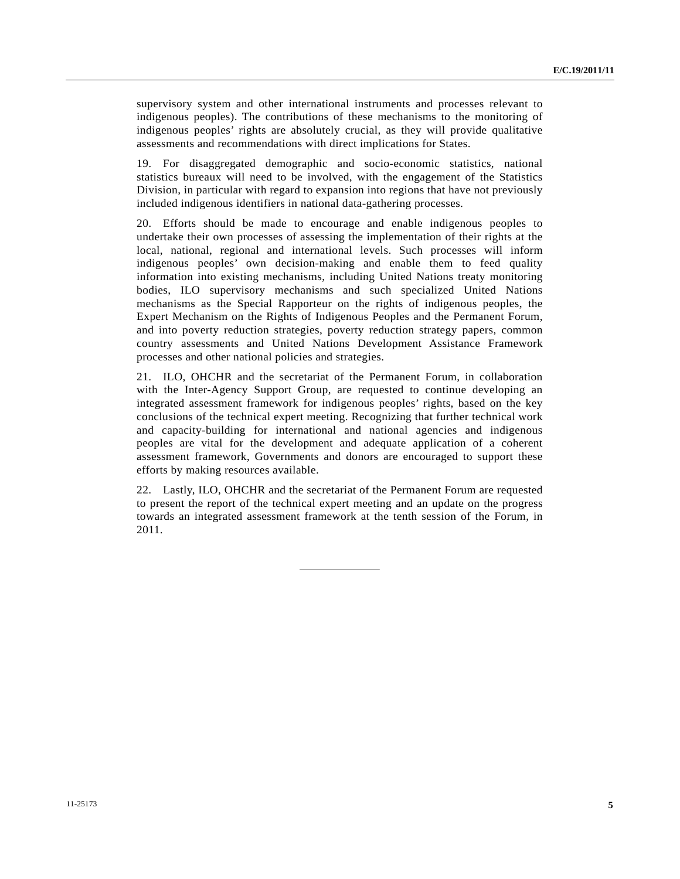supervisory system and other international instruments and processes relevant to indigenous peoples). The contributions of these mechanisms to the monitoring of indigenous peoples' rights are absolutely crucial, as they will provide qualitative assessments and recommendations with direct implications for States.

19. For disaggregated demographic and socio-economic statistics, national statistics bureaux will need to be involved, with the engagement of the Statistics Division, in particular with regard to expansion into regions that have not previously included indigenous identifiers in national data-gathering processes.

20. Efforts should be made to encourage and enable indigenous peoples to undertake their own processes of assessing the implementation of their rights at the local, national, regional and international levels. Such processes will inform indigenous peoples' own decision-making and enable them to feed quality information into existing mechanisms, including United Nations treaty monitoring bodies, ILO supervisory mechanisms and such specialized United Nations mechanisms as the Special Rapporteur on the rights of indigenous peoples, the Expert Mechanism on the Rights of Indigenous Peoples and the Permanent Forum, and into poverty reduction strategies, poverty reduction strategy papers, common country assessments and United Nations Development Assistance Framework processes and other national policies and strategies.

21. ILO, OHCHR and the secretariat of the Permanent Forum, in collaboration with the Inter-Agency Support Group, are requested to continue developing an integrated assessment framework for indigenous peoples' rights, based on the key conclusions of the technical expert meeting. Recognizing that further technical work and capacity-building for international and national agencies and indigenous peoples are vital for the development and adequate application of a coherent assessment framework, Governments and donors are encouraged to support these efforts by making resources available.

22. Lastly, ILO, OHCHR and the secretariat of the Permanent Forum are requested to present the report of the technical expert meeting and an update on the progress towards an integrated assessment framework at the tenth session of the Forum, in 2011.